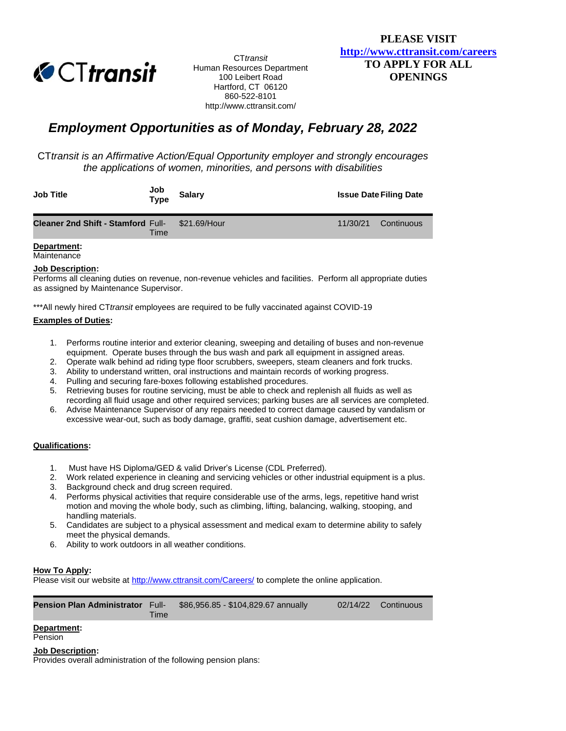CT*transit*
Human Resources Department
100 Leibert Road
Hartford, CT 06120
860-522-8101
http://www.cttransit.com/

**PLEASE VISIT**
**http://www.cttransit.com/careers**
**TO APPLY FOR ALL OPENINGS**

# *Employment Opportunities as of Monday, February 28, 2022*

*CTtransit is an Affirmative Action/Equal Opportunity employer and strongly encourages the applications of women, minorities, and persons with disabilities*

| Job Title | Job Type | Salary | Issue Date | Filing Date |
|---|---|---|---|---|
| **Cleaner 2nd Shift - Stamford** | Full-Time | $21.69/Hour | 11/30/21 | Continuous |

**Department:**
Maintenance

**Job Description:**
Performs all cleaning duties on revenue, non-revenue vehicles and facilities. Perform all appropriate duties as assigned by Maintenance Supervisor.

***All newly hired CT*transit* employees are required to be fully vaccinated against COVID-19

**Examples of Duties:**

1. Performs routine interior and exterior cleaning, sweeping and detailing of buses and non-revenue equipment. Operate buses through the bus wash and park all equipment in assigned areas.
2. Operate walk behind ad riding type floor scrubbers, sweepers, steam cleaners and fork trucks.
3. Ability to understand written, oral instructions and maintain records of working progress.
4. Pulling and securing fare-boxes following established procedures.
5. Retrieving buses for routine servicing, must be able to check and replenish all fluids as well as recording all fluid usage and other required services; parking buses are all services are completed.
6. Advise Maintenance Supervisor of any repairs needed to correct damage caused by vandalism or excessive wear-out, such as body damage, graffiti, seat cushion damage, advertisement etc.

**Qualifications:**

1. Must have HS Diploma/GED & valid Driver's License (CDL Preferred).
2. Work related experience in cleaning and servicing vehicles or other industrial equipment is a plus.
3. Background check and drug screen required.
4. Performs physical activities that require considerable use of the arms, legs, repetitive hand wrist motion and moving the whole body, such as climbing, lifting, balancing, walking, stooping, and handling materials.
5. Candidates are subject to a physical assessment and medical exam to determine ability to safely meet the physical demands.
6. Ability to work outdoors in all weather conditions.

**How To Apply:**
Please visit our website at http://www.cttransit.com/Careers/ to complete the online application.

| Job Title | Job Type | Salary | Issue Date | Filing Date |
|---|---|---|---|---|
| **Pension Plan Administrator** | Full-Time | $86,956.85 - $104,829.67 annually | 02/14/22 | Continuous |

**Department:**
Pension

**Job Description:**
Provides overall administration of the following pension plans: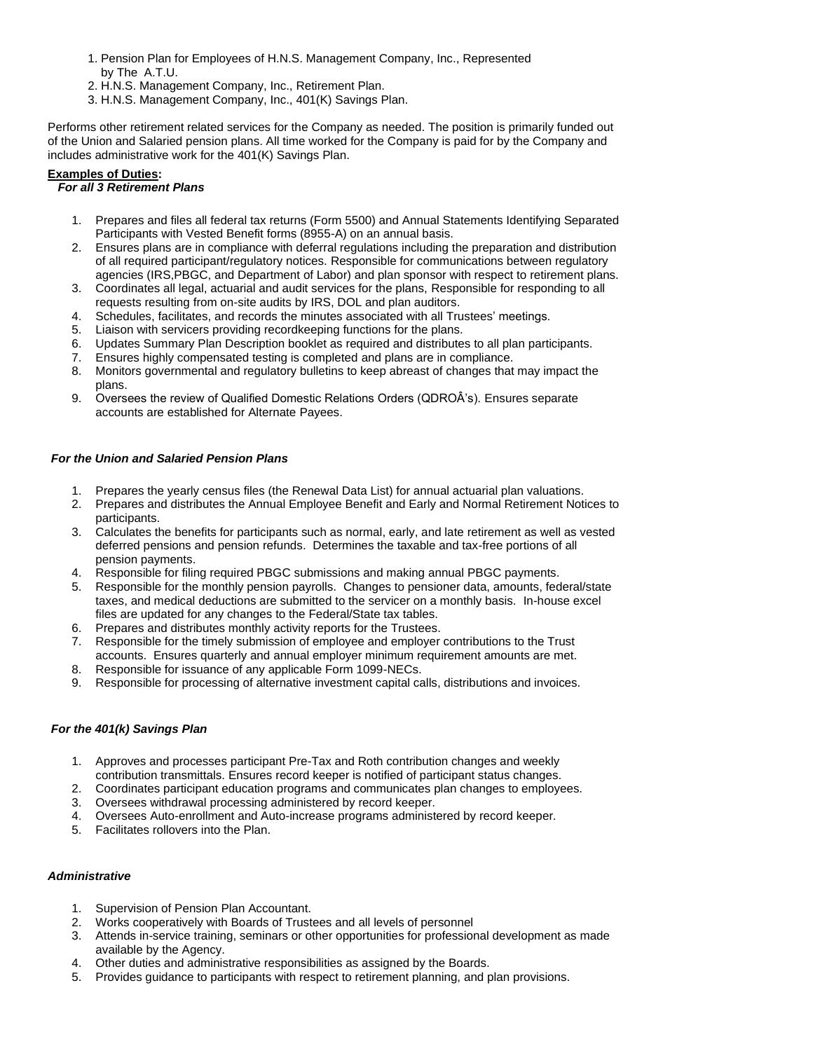1. Pension Plan for Employees of H.N.S. Management Company, Inc., Represented by The A.T.U.
2. H.N.S. Management Company, Inc., Retirement Plan.
3. H.N.S. Management Company, Inc., 401(K) Savings Plan.

Performs other retirement related services for the Company as needed. The position is primarily funded out of the Union and Salaried pension plans. All time worked for the Company is paid for by the Company and includes administrative work for the 401(K) Savings Plan.

**Examples of Duties:**

***For all 3 Retirement Plans***

1. Prepares and files all federal tax returns (Form 5500) and Annual Statements Identifying Separated Participants with Vested Benefit forms (8955-A) on an annual basis.
2. Ensures plans are in compliance with deferral regulations including the preparation and distribution of all required participant/regulatory notices. Responsible for communications between regulatory agencies (IRS,PBGC, and Department of Labor) and plan sponsor with respect to retirement plans.
3. Coordinates all legal, actuarial and audit services for the plans, Responsible for responding to all requests resulting from on-site audits by IRS, DOL and plan auditors.
4. Schedules, facilitates, and records the minutes associated with all Trustees' meetings.
5. Liaison with servicers providing recordkeeping functions for the plans.
6. Updates Summary Plan Description booklet as required and distributes to all plan participants.
7. Ensures highly compensated testing is completed and plans are in compliance.
8. Monitors governmental and regulatory bulletins to keep abreast of changes that may impact the plans.
9. Oversees the review of Qualified Domestic Relations Orders (QDROÂ's). Ensures separate accounts are established for Alternate Payees.

***For the Union and Salaried Pension Plans***

1. Prepares the yearly census files (the Renewal Data List) for annual actuarial plan valuations.
2. Prepares and distributes the Annual Employee Benefit and Early and Normal Retirement Notices to participants.
3. Calculates the benefits for participants such as normal, early, and late retirement as well as vested deferred pensions and pension refunds. Determines the taxable and tax-free portions of all pension payments.
4. Responsible for filing required PBGC submissions and making annual PBGC payments.
5. Responsible for the monthly pension payrolls. Changes to pensioner data, amounts, federal/state taxes, and medical deductions are submitted to the servicer on a monthly basis. In-house excel files are updated for any changes to the Federal/State tax tables.
6. Prepares and distributes monthly activity reports for the Trustees.
7. Responsible for the timely submission of employee and employer contributions to the Trust accounts. Ensures quarterly and annual employer minimum requirement amounts are met.
8. Responsible for issuance of any applicable Form 1099-NECs.
9. Responsible for processing of alternative investment capital calls, distributions and invoices.

***For the 401(k) Savings Plan***

1. Approves and processes participant Pre-Tax and Roth contribution changes and weekly contribution transmittals. Ensures record keeper is notified of participant status changes.
2. Coordinates participant education programs and communicates plan changes to employees.
3. Oversees withdrawal processing administered by record keeper.
4. Oversees Auto-enrollment and Auto-increase programs administered by record keeper.
5. Facilitates rollovers into the Plan.

***Administrative***

1. Supervision of Pension Plan Accountant.
2. Works cooperatively with Boards of Trustees and all levels of personnel
3. Attends in-service training, seminars or other opportunities for professional development as made available by the Agency.
4. Other duties and administrative responsibilities as assigned by the Boards.
5. Provides guidance to participants with respect to retirement planning, and plan provisions.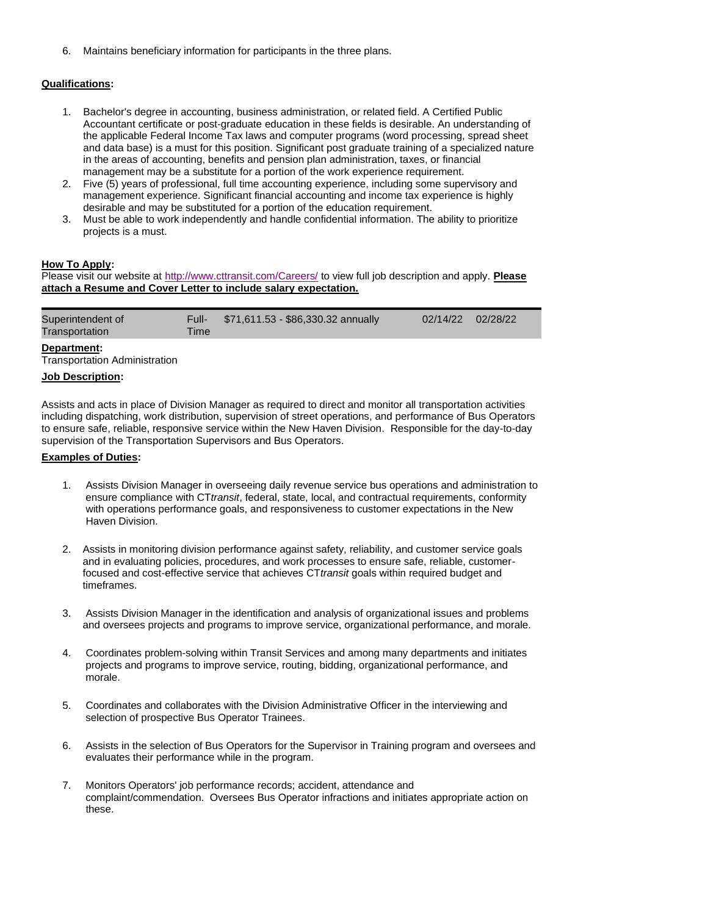6. Maintains beneficiary information for participants in the three plans.

**Qualifications:**

1. Bachelor's degree in accounting, business administration, or related field. A Certified Public Accountant certificate or post-graduate education in these fields is desirable. An understanding of the applicable Federal Income Tax laws and computer programs (word processing, spread sheet and data base) is a must for this position. Significant post graduate training of a specialized nature in the areas of accounting, benefits and pension plan administration, taxes, or financial management may be a substitute for a portion of the work experience requirement.
2. Five (5) years of professional, full time accounting experience, including some supervisory and management experience. Significant financial accounting and income tax experience is highly desirable and may be substituted for a portion of the education requirement.
3. Must be able to work independently and handle confidential information. The ability to prioritize projects is a must.

**How To Apply:**

Please visit our website at http://www.cttransit.com/Careers/ to view full job description and apply. **Please attach a Resume and Cover Letter to include salary expectation.**

| Superintendent of Transportation | Full-Time | $71,611.53 - $86,330.32 annually | 02/14/22 | 02/28/22 |
|---|---|---|---|---|

**Department:**

Transportation Administration

**Job Description:**

Assists and acts in place of Division Manager as required to direct and monitor all transportation activities including dispatching, work distribution, supervision of street operations, and performance of Bus Operators to ensure safe, reliable, responsive service within the New Haven Division. Responsible for the day-to-day supervision of the Transportation Supervisors and Bus Operators.

**Examples of Duties:**

1. Assists Division Manager in overseeing daily revenue service bus operations and administration to ensure compliance with CT*transit*, federal, state, local, and contractual requirements, conformity with operations performance goals, and responsiveness to customer expectations in the New Haven Division.

2. Assists in monitoring division performance against safety, reliability, and customer service goals and in evaluating policies, procedures, and work processes to ensure safe, reliable, customer-focused and cost-effective service that achieves CT*transit* goals within required budget and timeframes.

3. Assists Division Manager in the identification and analysis of organizational issues and problems and oversees projects and programs to improve service, organizational performance, and morale.

4. Coordinates problem-solving within Transit Services and among many departments and initiates projects and programs to improve service, routing, bidding, organizational performance, and morale.

5. Coordinates and collaborates with the Division Administrative Officer in the interviewing and selection of prospective Bus Operator Trainees.

6. Assists in the selection of Bus Operators for the Supervisor in Training program and oversees and evaluates their performance while in the program.

7. Monitors Operators' job performance records; accident, attendance and complaint/commendation. Oversees Bus Operator infractions and initiates appropriate action on these.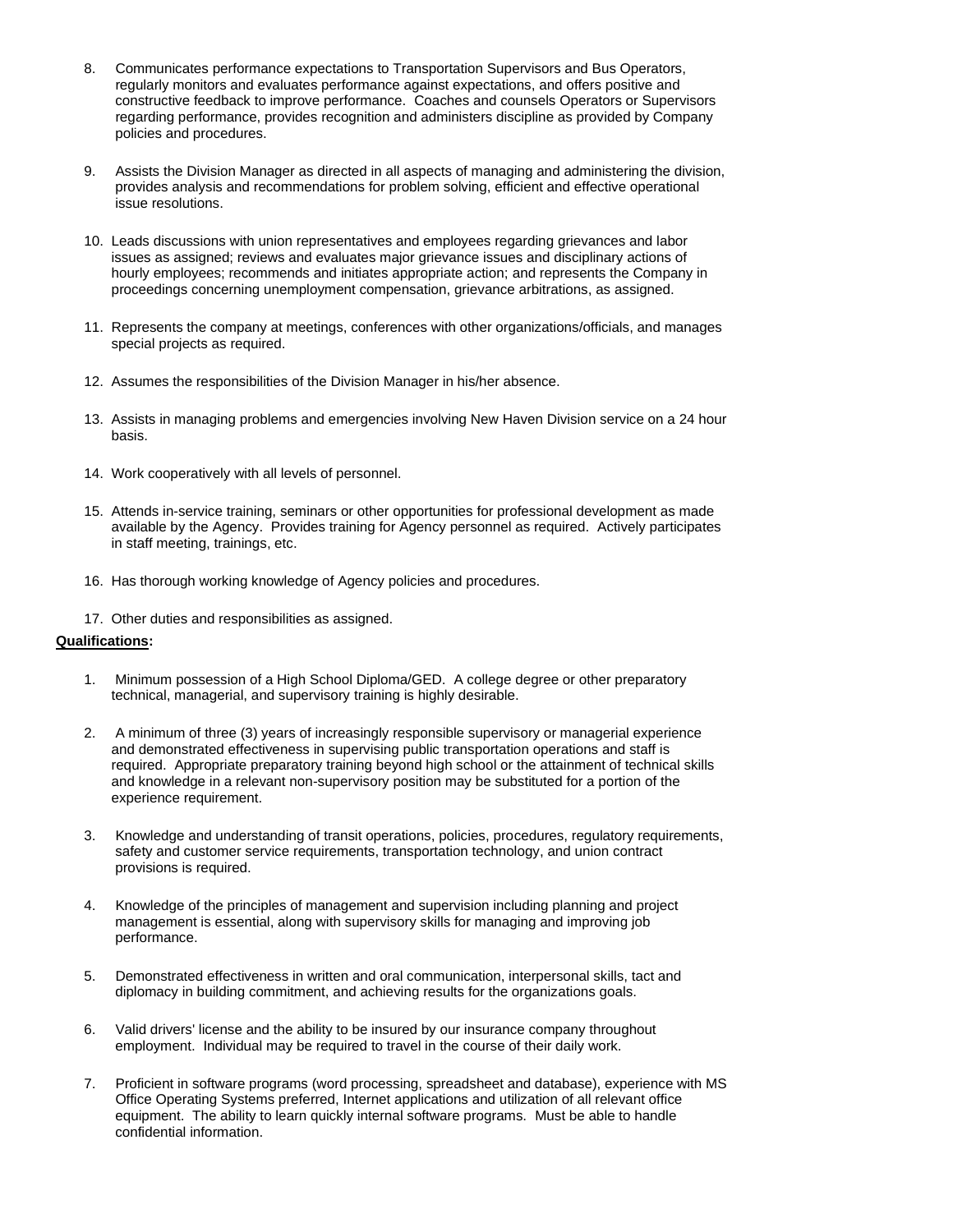8. Communicates performance expectations to Transportation Supervisors and Bus Operators, regularly monitors and evaluates performance against expectations, and offers positive and constructive feedback to improve performance. Coaches and counsels Operators or Supervisors regarding performance, provides recognition and administers discipline as provided by Company policies and procedures.

9. Assists the Division Manager as directed in all aspects of managing and administering the division, provides analysis and recommendations for problem solving, efficient and effective operational issue resolutions.

10. Leads discussions with union representatives and employees regarding grievances and labor issues as assigned; reviews and evaluates major grievance issues and disciplinary actions of hourly employees; recommends and initiates appropriate action; and represents the Company in proceedings concerning unemployment compensation, grievance arbitrations, as assigned.

11. Represents the company at meetings, conferences with other organizations/officials, and manages special projects as required.

12. Assumes the responsibilities of the Division Manager in his/her absence.

13. Assists in managing problems and emergencies involving New Haven Division service on a 24 hour basis.

14. Work cooperatively with all levels of personnel.

15. Attends in-service training, seminars or other opportunities for professional development as made available by the Agency. Provides training for Agency personnel as required. Actively participates in staff meeting, trainings, etc.

16. Has thorough working knowledge of Agency policies and procedures.

17. Other duties and responsibilities as assigned.

**Qualifications:**

1. Minimum possession of a High School Diploma/GED. A college degree or other preparatory technical, managerial, and supervisory training is highly desirable.

2. A minimum of three (3) years of increasingly responsible supervisory or managerial experience and demonstrated effectiveness in supervising public transportation operations and staff is required. Appropriate preparatory training beyond high school or the attainment of technical skills and knowledge in a relevant non-supervisory position may be substituted for a portion of the experience requirement.

3. Knowledge and understanding of transit operations, policies, procedures, regulatory requirements, safety and customer service requirements, transportation technology, and union contract provisions is required.

4. Knowledge of the principles of management and supervision including planning and project management is essential, along with supervisory skills for managing and improving job performance.

5. Demonstrated effectiveness in written and oral communication, interpersonal skills, tact and diplomacy in building commitment, and achieving results for the organizations goals.

6. Valid drivers' license and the ability to be insured by our insurance company throughout employment. Individual may be required to travel in the course of their daily work.

7. Proficient in software programs (word processing, spreadsheet and database), experience with MS Office Operating Systems preferred, Internet applications and utilization of all relevant office equipment. The ability to learn quickly internal software programs. Must be able to handle confidential information.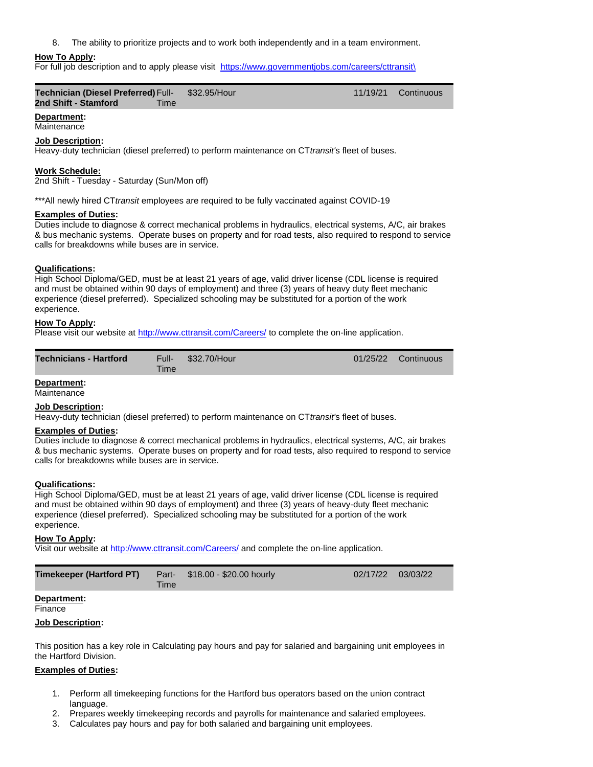8. The ability to prioritize projects and to work both independently and in a team environment.

**How To Apply:**
For full job description and to apply please visit https://www.governmentjobs.com/careers/cttransit\

| Technician (Diesel Preferred) 2nd Shift - Stamford | Full-Time | $32.95/Hour | 11/19/21 | Continuous |
|---|---|---|---|---|

**Department:**
Maintenance

**Job Description:**
Heavy-duty technician (diesel preferred) to perform maintenance on CT*transit's* fleet of buses.

**Work Schedule:**
2nd Shift - Tuesday - Saturday (Sun/Mon off)

***All newly hired CT*transit* employees are required to be fully vaccinated against COVID-19

**Examples of Duties:**
Duties include to diagnose & correct mechanical problems in hydraulics, electrical systems, A/C, air brakes & bus mechanic systems. Operate buses on property and for road tests, also required to respond to service calls for breakdowns while buses are in service.

**Qualifications:**
High School Diploma/GED, must be at least 21 years of age, valid driver license (CDL license is required and must be obtained within 90 days of employment) and three (3) years of heavy duty fleet mechanic experience (diesel preferred). Specialized schooling may be substituted for a portion of the work experience.

**How To Apply:**
Please visit our website at http://www.cttransit.com/Careers/ to complete the on-line application.

| Technicians - Hartford | Full-Time | $32.70/Hour | 01/25/22 | Continuous |
|---|---|---|---|---|

**Department:**
Maintenance

**Job Description:**
Heavy-duty technician (diesel preferred) to perform maintenance on CT*transit's* fleet of buses.

**Examples of Duties:**
Duties include to diagnose & correct mechanical problems in hydraulics, electrical systems, A/C, air brakes & bus mechanic systems. Operate buses on property and for road tests, also required to respond to service calls for breakdowns while buses are in service.

**Qualifications:**
High School Diploma/GED, must be at least 21 years of age, valid driver license (CDL license is required and must be obtained within 90 days of employment) and three (3) years of heavy-duty fleet mechanic experience (diesel preferred). Specialized schooling may be substituted for a portion of the work experience.

**How To Apply:**
Visit our website at http://www.cttransit.com/Careers/ and complete the on-line application.

| Timekeeper (Hartford PT) | Part-Time | $18.00 - $20.00 hourly | 02/17/22 | 03/03/22 |
|---|---|---|---|---|

**Department:**
Finance

**Job Description:**

This position has a key role in Calculating pay hours and pay for salaried and bargaining unit employees in the Hartford Division.

**Examples of Duties:**

1. Perform all timekeeping functions for the Hartford bus operators based on the union contract language.
2. Prepares weekly timekeeping records and payrolls for maintenance and salaried employees.
3. Calculates pay hours and pay for both salaried and bargaining unit employees.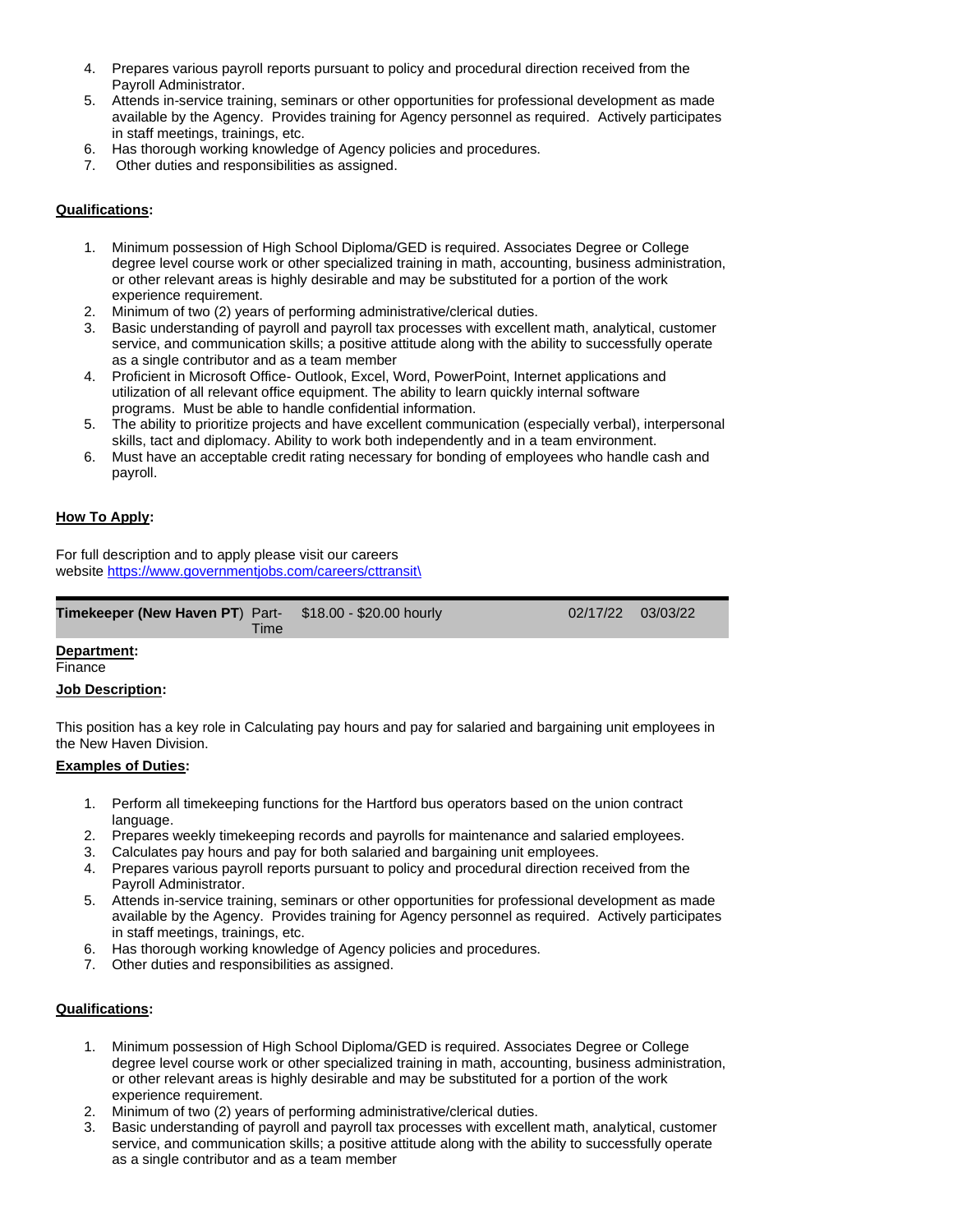4. Prepares various payroll reports pursuant to policy and procedural direction received from the Payroll Administrator.
5. Attends in-service training, seminars or other opportunities for professional development as made available by the Agency. Provides training for Agency personnel as required. Actively participates in staff meetings, trainings, etc.
6. Has thorough working knowledge of Agency policies and procedures.
7. Other duties and responsibilities as assigned.

**Qualifications:**

1. Minimum possession of High School Diploma/GED is required. Associates Degree or College degree level course work or other specialized training in math, accounting, business administration, or other relevant areas is highly desirable and may be substituted for a portion of the work experience requirement.
2. Minimum of two (2) years of performing administrative/clerical duties.
3. Basic understanding of payroll and payroll tax processes with excellent math, analytical, customer service, and communication skills; a positive attitude along with the ability to successfully operate as a single contributor and as a team member
4. Proficient in Microsoft Office- Outlook, Excel, Word, PowerPoint, Internet applications and utilization of all relevant office equipment. The ability to learn quickly internal software programs. Must be able to handle confidential information.
5. The ability to prioritize projects and have excellent communication (especially verbal), interpersonal skills, tact and diplomacy. Ability to work both independently and in a team environment.
6. Must have an acceptable credit rating necessary for bonding of employees who handle cash and payroll.

**How To Apply:**

For full description and to apply please visit our careers website https://www.governmentjobs.com/careers/cttransit\

| **Timekeeper (New Haven PT)** | Part-Time | $18.00 - $20.00 hourly | 02/17/22 | 03/03/22 |
|---|---|---|---|---|

**Department:**
Finance

**Job Description:**

This position has a key role in Calculating pay hours and pay for salaried and bargaining unit employees in the New Haven Division.

**Examples of Duties:**

1. Perform all timekeeping functions for the Hartford bus operators based on the union contract language.
2. Prepares weekly timekeeping records and payrolls for maintenance and salaried employees.
3. Calculates pay hours and pay for both salaried and bargaining unit employees.
4. Prepares various payroll reports pursuant to policy and procedural direction received from the Payroll Administrator.
5. Attends in-service training, seminars or other opportunities for professional development as made available by the Agency. Provides training for Agency personnel as required. Actively participates in staff meetings, trainings, etc.
6. Has thorough working knowledge of Agency policies and procedures.
7. Other duties and responsibilities as assigned.

**Qualifications:**

1. Minimum possession of High School Diploma/GED is required. Associates Degree or College degree level course work or other specialized training in math, accounting, business administration, or other relevant areas is highly desirable and may be substituted for a portion of the work experience requirement.
2. Minimum of two (2) years of performing administrative/clerical duties.
3. Basic understanding of payroll and payroll tax processes with excellent math, analytical, customer service, and communication skills; a positive attitude along with the ability to successfully operate as a single contributor and as a team member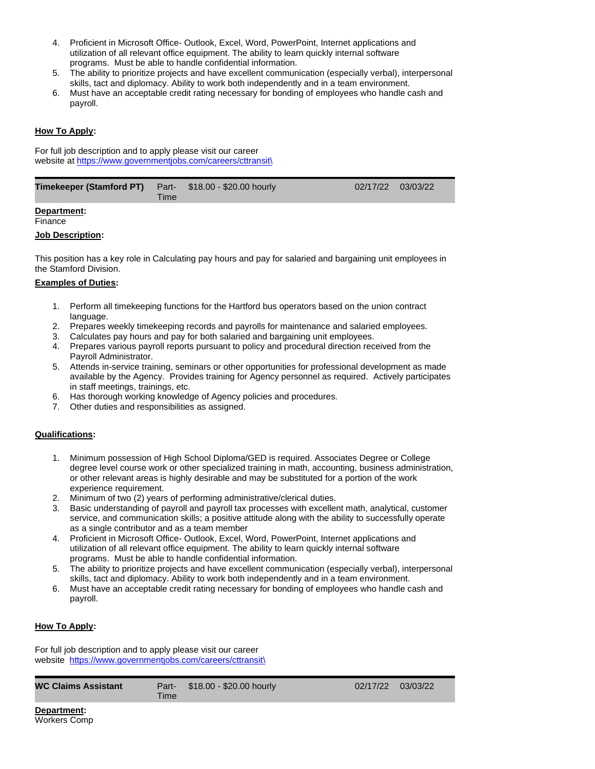4. Proficient in Microsoft Office- Outlook, Excel, Word, PowerPoint, Internet applications and utilization of all relevant office equipment. The ability to learn quickly internal software programs. Must be able to handle confidential information.
5. The ability to prioritize projects and have excellent communication (especially verbal), interpersonal skills, tact and diplomacy. Ability to work both independently and in a team environment.
6. Must have an acceptable credit rating necessary for bonding of employees who handle cash and payroll.

**How To Apply:**

For full job description and to apply please visit our career website at https://www.governmentjobs.com/careers/cttransit\

| **Timekeeper (Stamford PT)** | Part-Time | $18.00 - $20.00 hourly | 02/17/22 | 03/03/22 |
|---|---|---|---|---|

**Department:**
Finance

**Job Description:**

This position has a key role in Calculating pay hours and pay for salaried and bargaining unit employees in the Stamford Division.

**Examples of Duties:**

1. Perform all timekeeping functions for the Hartford bus operators based on the union contract language.
2. Prepares weekly timekeeping records and payrolls for maintenance and salaried employees.
3. Calculates pay hours and pay for both salaried and bargaining unit employees.
4. Prepares various payroll reports pursuant to policy and procedural direction received from the Payroll Administrator.
5. Attends in-service training, seminars or other opportunities for professional development as made available by the Agency. Provides training for Agency personnel as required. Actively participates in staff meetings, trainings, etc.
6. Has thorough working knowledge of Agency policies and procedures.
7. Other duties and responsibilities as assigned.

**Qualifications:**

1. Minimum possession of High School Diploma/GED is required. Associates Degree or College degree level course work or other specialized training in math, accounting, business administration, or other relevant areas is highly desirable and may be substituted for a portion of the work experience requirement.
2. Minimum of two (2) years of performing administrative/clerical duties.
3. Basic understanding of payroll and payroll tax processes with excellent math, analytical, customer service, and communication skills; a positive attitude along with the ability to successfully operate as a single contributor and as a team member
4. Proficient in Microsoft Office- Outlook, Excel, Word, PowerPoint, Internet applications and utilization of all relevant office equipment. The ability to learn quickly internal software programs. Must be able to handle confidential information.
5. The ability to prioritize projects and have excellent communication (especially verbal), interpersonal skills, tact and diplomacy. Ability to work both independently and in a team environment.
6. Must have an acceptable credit rating necessary for bonding of employees who handle cash and payroll.

**How To Apply:**

For full job description and to apply please visit our career website https://www.governmentjobs.com/careers/cttransit\

| **WC Claims Assistant** | Part-Time | $18.00 - $20.00 hourly | 02/17/22 | 03/03/22 |
|---|---|---|---|---|

**Department:**
Workers Comp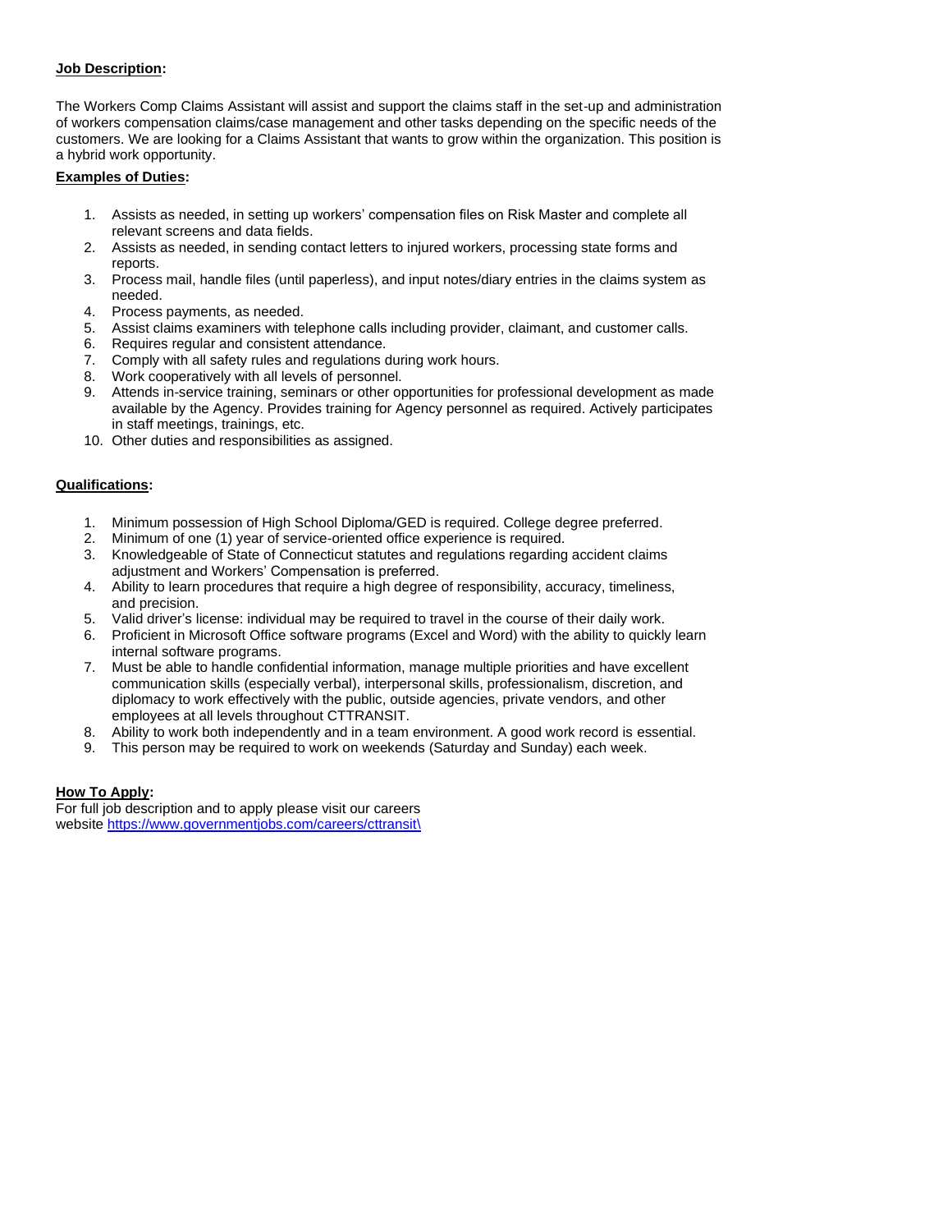**Job Description:**

The Workers Comp Claims Assistant will assist and support the claims staff in the set-up and administration of workers compensation claims/case management and other tasks depending on the specific needs of the customers. We are looking for a Claims Assistant that wants to grow within the organization. This position is a hybrid work opportunity.

**Examples of Duties:**

1. Assists as needed, in setting up workers' compensation files on Risk Master and complete all relevant screens and data fields.
2. Assists as needed, in sending contact letters to injured workers, processing state forms and reports.
3. Process mail, handle files (until paperless), and input notes/diary entries in the claims system as needed.
4. Process payments, as needed.
5. Assist claims examiners with telephone calls including provider, claimant, and customer calls.
6. Requires regular and consistent attendance.
7. Comply with all safety rules and regulations during work hours.
8. Work cooperatively with all levels of personnel.
9. Attends in-service training, seminars or other opportunities for professional development as made available by the Agency. Provides training for Agency personnel as required. Actively participates in staff meetings, trainings, etc.
10. Other duties and responsibilities as assigned.

**Qualifications:**

1. Minimum possession of High School Diploma/GED is required. College degree preferred.
2. Minimum of one (1) year of service-oriented office experience is required.
3. Knowledgeable of State of Connecticut statutes and regulations regarding accident claims adjustment and Workers' Compensation is preferred.
4. Ability to learn procedures that require a high degree of responsibility, accuracy, timeliness, and precision.
5. Valid driver's license: individual may be required to travel in the course of their daily work.
6. Proficient in Microsoft Office software programs (Excel and Word) with the ability to quickly learn internal software programs.
7. Must be able to handle confidential information, manage multiple priorities and have excellent communication skills (especially verbal), interpersonal skills, professionalism, discretion, and diplomacy to work effectively with the public, outside agencies, private vendors, and other employees at all levels throughout CTTRANSIT.
8. Ability to work both independently and in a team environment. A good work record is essential.
9. This person may be required to work on weekends (Saturday and Sunday) each week.

**How To Apply:**

For full job description and to apply please visit our careers website https://www.governmentjobs.com/careers/cttransit\